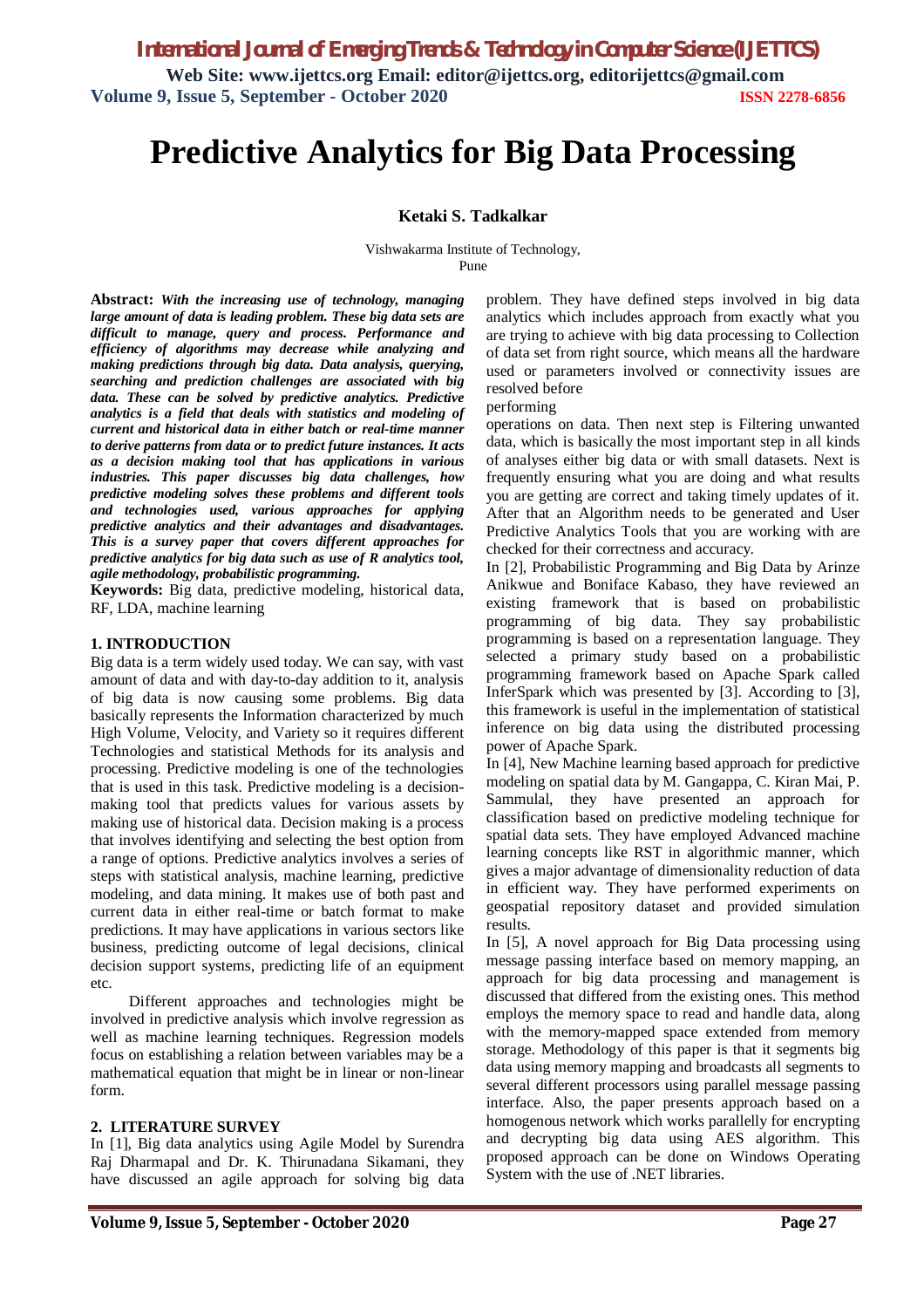# Predictive Analytics for Big Data Processing

**Ketaki S. Tadkalkar**

Vishwakarma Institute of Technology,
Pune

**Abstract:** ***With the increasing use of technology, managing large amount of data is leading problem. These big data sets are difficult to manage, query and process. Performance and efficiency of algorithms may decrease while analyzing and making predictions through big data. Data analysis, querying, searching and prediction challenges are associated with big data. These can be solved by predictive analytics. Predictive analytics is a field that deals with statistics and modeling of current and historical data in either batch or real-time manner to derive patterns from data or to predict future instances. It acts as a decision making tool that has applications in various industries. This paper discusses big data challenges, how predictive modeling solves these problems and different tools and technologies used, various approaches for applying predictive analytics and their advantages and disadvantages. This is a survey paper that covers different approaches for predictive analytics for big data such as use of R analytics tool, agile methodology, probabilistic programming.***

**Keywords:** Big data, predictive modeling, historical data, RF, LDA, machine learning

## 1. INTRODUCTION

Big data is a term widely used today. We can say, with vast amount of data and with day-to-day addition to it, analysis of big data is now causing some problems. Big data basically represents the Information characterized by much High Volume, Velocity, and Variety so it requires different Technologies and statistical Methods for its analysis and processing. Predictive modeling is one of the technologies that is used in this task. Predictive modeling is a decision-making tool that predicts values for various assets by making use of historical data. Decision making is a process that involves identifying and selecting the best option from a range of options. Predictive analytics involves a series of steps with statistical analysis, machine learning, predictive modeling, and data mining. It makes use of both past and current data in either real-time or batch format to make predictions. It may have applications in various sectors like business, predicting outcome of legal decisions, clinical decision support systems, predicting life of an equipment etc.

Different approaches and technologies might be involved in predictive analysis which involve regression as well as machine learning techniques. Regression models focus on establishing a relation between variables may be a mathematical equation that might be in linear or non-linear form.

## 2. LITERATURE SURVEY

In [1], Big data analytics using Agile Model by Surendra Raj Dharmapal and Dr. K. Thirunadana Sikamani, they have discussed an agile approach for solving big data problem. They have defined steps involved in big data analytics which includes approach from exactly what you are trying to achieve with big data processing to Collection of data set from right source, which means all the hardware used or parameters involved or connectivity issues are resolved before performing operations on data. Then next step is Filtering unwanted data, which is basically the most important step in all kinds of analyses either big data or with small datasets. Next is frequently ensuring what you are doing and what results you are getting are correct and taking timely updates of it. After that an Algorithm needs to be generated and User Predictive Analytics Tools that you are working with are checked for their correctness and accuracy.

In [2], Probabilistic Programming and Big Data by Arinze Anikwue and Boniface Kabaso, they have reviewed an existing framework that is based on probabilistic programming of big data. They say probabilistic programming is based on a representation language. They selected a primary study based on a probabilistic programming framework based on Apache Spark called InferSpark which was presented by [3]. According to [3], this framework is useful in the implementation of statistical inference on big data using the distributed processing power of Apache Spark.

In [4], New Machine learning based approach for predictive modeling on spatial data by M. Gangappa, C. Kiran Mai, P. Sammulal, they have presented an approach for classification based on predictive modeling technique for spatial data sets. They have employed Advanced machine learning concepts like RST in algorithmic manner, which gives a major advantage of dimensionality reduction of data in efficient way. They have performed experiments on geospatial repository dataset and provided simulation results.

In [5], A novel approach for Big Data processing using message passing interface based on memory mapping, an approach for big data processing and management is discussed that differed from the existing ones. This method employs the memory space to read and handle data, along with the memory-mapped space extended from memory storage. Methodology of this paper is that it segments big data using memory mapping and broadcasts all segments to several different processors using parallel message passing interface. Also, the paper presents approach based on a homogenous network which works parallelly for encrypting and decrypting big data using AES algorithm. This proposed approach can be done on Windows Operating System with the use of .NET libraries.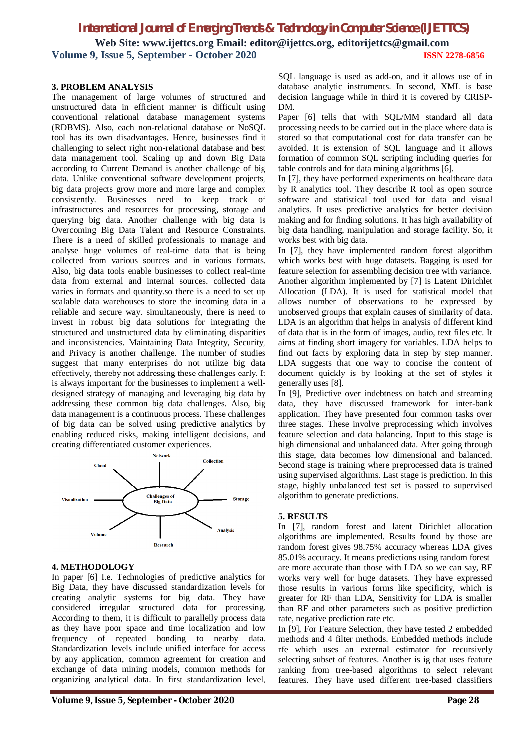## 3. PROBLEM ANALYSIS

The management of large volumes of structured and unstructured data in efficient manner is difficult using conventional relational database management systems (RDBMS). Also, each non-relational database or NoSQL tool has its own disadvantages. Hence, businesses find it challenging to select right non-relational database and best data management tool. Scaling up and down Big Data according to Current Demand is another challenge of big data. Unlike conventional software development projects, big data projects grow more and more large and complex consistently. Businesses need to keep track of infrastructures and resources for processing, storage and querying big data. Another challenge with big data is Overcoming Big Data Talent and Resource Constraints. There is a need of skilled professionals to manage and analyse huge volumes of real-time data that is being collected from various sources and in various formats. Also, big data tools enable businesses to collect real-time data from external and internal sources. collected data varies in formats and quantity.so there is a need to set up scalable data warehouses to store the incoming data in a reliable and secure way. simultaneously, there is need to invest in robust big data solutions for integrating the structured and unstructured data by eliminating disparities and inconsistencies. Maintaining Data Integrity, Security, and Privacy is another challenge. The number of studies suggest that many enterprises do not utilize big data effectively, thereby not addressing these challenges early. It is always important for the businesses to implement a well-designed strategy of managing and leveraging big data by addressing these common big data challenges. Also, big data management is a continuous process. These challenges of big data can be solved using predictive analytics by enabling reduced risks, making intelligent decisions, and creating differentiated customer experiences.

Network
Cloud
Collection
Visualization
Challenges of Big Data
Storage
Volume
Analysis
Research

## 4. METHODOLOGY

In paper [6] I.e. Technologies of predictive analytics for Big Data, they have discussed standardization levels for creating analytic systems for big data. They have considered irregular structured data for processing. According to them, it is difficult to parallelly process data as they have poor space and time localization and low frequency of repeated bonding to nearby data. Standardization levels include unified interface for access by any application, common agreement for creation and exchange of data mining models, common methods for organizing analytical data. In first standardization level, SQL language is used as add-on, and it allows use of in database analytic instruments. In second, XML is base decision language while in third it is covered by CRISP-DM.

Paper [6] tells that with SQL/MM standard all data processing needs to be carried out in the place where data is stored so that computational cost for data transfer can be avoided. It is extension of SQL language and it allows formation of common SQL scripting including queries for table controls and for data mining algorithms [6].

In [7], they have performed experiments on healthcare data by R analytics tool. They describe R tool as open source software and statistical tool used for data and visual analytics. It uses predictive analytics for better decision making and for finding solutions. It has high availability of big data handling, manipulation and storage facility. So, it works best with big data.

In [7], they have implemented random forest algorithm which works best with huge datasets. Bagging is used for feature selection for assembling decision tree with variance. Another algorithm implemented by [7] is Latent Dirichlet Allocation (LDA). It is used for statistical model that allows number of observations to be expressed by unobserved groups that explain causes of similarity of data. LDA is an algorithm that helps in analysis of different kind of data that is in the form of images, audio, text files etc. It aims at finding short imagery for variables. LDA helps to find out facts by exploring data in step by step manner. LDA suggests that one way to concise the content of document quickly is by looking at the set of styles it generally uses [8].

In [9], Predictive over indebtness on batch and streaming data, they have discussed framework for inter-bank application. They have presented four common tasks over three stages. These involve preprocessing which involves feature selection and data balancing. Input to this stage is high dimensional and unbalanced data. After going through this stage, data becomes low dimensional and balanced. Second stage is training where preprocessed data is trained using supervised algorithms. Last stage is prediction. In this stage, highly unbalanced test set is passed to supervised algorithm to generate predictions.

## 5. RESULTS

In [7], random forest and latent Dirichlet allocation algorithms are implemented. Results found by those are random forest gives 98.75% accuracy whereas LDA gives 85.01% accuracy. It means predictions using random forest are more accurate than those with LDA so we can say, RF works very well for huge datasets. They have expressed those results in various forms like specificity, which is greater for RF than LDA, Sensitivity for LDA is smaller than RF and other parameters such as positive prediction rate, negative prediction rate etc.

In [9], For Feature Selection, they have tested 2 embedded methods and 4 filter methods. Embedded methods include rfe which uses an external estimator for recursively selecting subset of features. Another is ig that uses feature ranking from tree-based algorithms to select relevant features. They have used different tree-based classifiers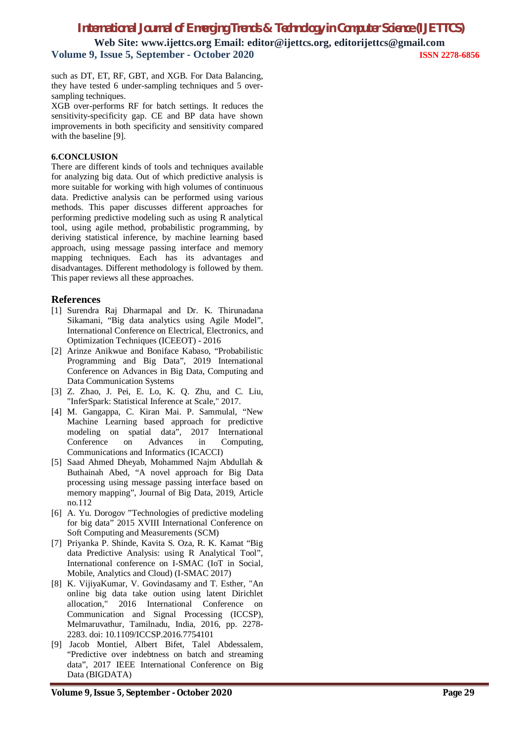such as DT, ET, RF, GBT, and XGB. For Data Balancing, they have tested 6 under-sampling techniques and 5 over-sampling techniques.

XGB over-performs RF for batch settings. It reduces the sensitivity-specificity gap. CE and BP data have shown improvements in both specificity and sensitivity compared with the baseline [9].

**6.CONCLUSION**

There are different kinds of tools and techniques available for analyzing big data. Out of which predictive analysis is more suitable for working with high volumes of continuous data. Predictive analysis can be performed using various methods. This paper discusses different approaches for performing predictive modeling such as using R analytical tool, using agile method, probabilistic programming, by deriving statistical inference, by machine learning based approach, using message passing interface and memory mapping techniques. Each has its advantages and disadvantages. Different methodology is followed by them. This paper reviews all these approaches.

## References

[1] Surendra Raj Dharmapal and Dr. K. Thirunadana Sikamani, "Big data analytics using Agile Model", International Conference on Electrical, Electronics, and Optimization Techniques (ICEEOT) - 2016

[2] Arinze Anikwue and Boniface Kabaso, "Probabilistic Programming and Big Data", 2019 International Conference on Advances in Big Data, Computing and Data Communication Systems

[3] Z. Zhao, J. Pei, E. Lo, K. Q. Zhu, and C. Liu, "InferSpark: Statistical Inference at Scale," 2017.

[4] M. Gangappa, C. Kiran Mai. P. Sammulal, "New Machine Learning based approach for predictive modeling on spatial data", 2017 International Conference on Advances in Computing, Communications and Informatics (ICACCI)

[5] Saad Ahmed Dheyab, Mohammed Najm Abdullah & Buthainah Abed, "A novel approach for Big Data processing using message passing interface based on memory mapping", Journal of Big Data, 2019, Article no.112

[6] A. Yu. Dorogov "Technologies of predictive modeling for big data" 2015 XVIII International Conference on Soft Computing and Measurements (SCM)

[7] Priyanka P. Shinde, Kavita S. Oza, R. K. Kamat "Big data Predictive Analysis: using R Analytical Tool", International conference on I-SMAC (IoT in Social, Mobile, Analytics and Cloud) (I-SMAC 2017)

[8] K. VijiyaKumar, V. Govindasamy and T. Esther, "An online big data take oution using latent Dirichlet allocation," 2016 International Conference on Communication and Signal Processing (ICCSP), Melmaruvathur, Tamilnadu, India, 2016, pp. 2278-2283. doi: 10.1109/ICCSP.2016.7754101

[9] Jacob Montiel, Albert Bifet, Talel Abdessalem, "Predictive over indebtness on batch and streaming data", 2017 IEEE International Conference on Big Data (BIGDATA)